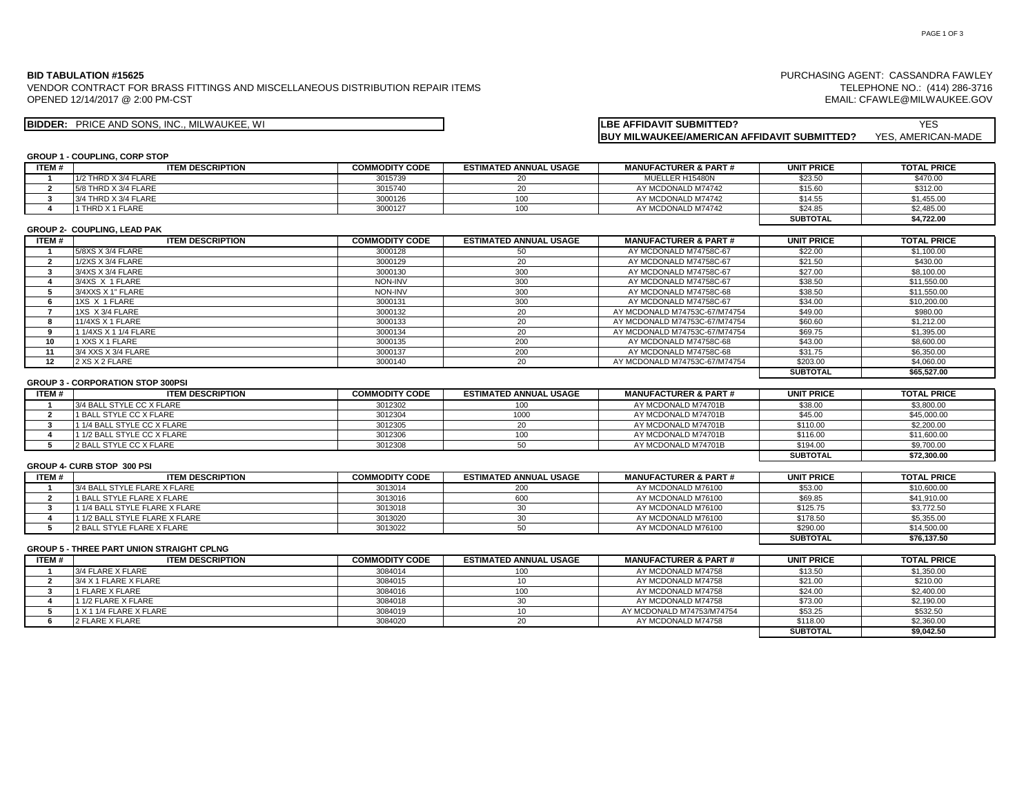**BID TABULATION #15625**

VENDOR CONTRACT FOR BRASS FITTINGS AND MISCELLANEOUS DISTRIBUTION REPAIR ITEMS

OPENED 12/14/2017 @ 2:00 PM-CST

PURCHASING AGENT: CASSANDRA FAWLEY

TELEPHONE NO.: (414) 286-3716

EMAIL: CFAWLE@MILWAUKEE.GOV

**BIDDER:** PRICE AND SONS, INC., MILWAUKEE, WI

| | |
|---|---|
| **LBE AFFIDAVIT SUBMITTED?** | YES |
| **BUY MILWAUKEE/AMERICAN AFFIDAVIT SUBMITTED?** | YES, AMERICAN-MADE |

**GROUP 1 - COUPLING, CORP STOP**

| ITEM # | ITEM DESCRIPTION | COMMODITY CODE | ESTIMATED ANNUAL USAGE | MANUFACTURER & PART # | UNIT PRICE | TOTAL PRICE |
|---|---|---|---|---|---|---|
| 1 | 1/2 THRD X 3/4 FLARE | 3015739 | 20 | MUELLER H15480N | $23.50 | $470.00 |
| 2 | 5/8 THRD X 3/4 FLARE | 3015740 | 20 | AY MCDONALD M74742 | $15.60 | $312.00 |
| 3 | 3/4 THRD X 3/4 FLARE | 3000126 | 100 | AY MCDONALD M74742 | $14.55 | $1,455.00 |
| 4 | 1 THRD X 1 FLARE | 3000127 | 100 | AY MCDONALD M74742 | $24.85 | $2,485.00 |
| | | | | | **SUBTOTAL** | **$4,722.00** |

**GROUP 2- COUPLING, LEAD PAK**

| ITEM # | ITEM DESCRIPTION | COMMODITY CODE | ESTIMATED ANNUAL USAGE | MANUFACTURER & PART # | UNIT PRICE | TOTAL PRICE |
|---|---|---|---|---|---|---|
| 1 | 5/8XS X 3/4 FLARE | 3000128 | 50 | AY MCDONALD M74758C-67 | $22.00 | $1,100.00 |
| 2 | 1/2XS X 3/4 FLARE | 3000129 | 20 | AY MCDONALD M74758C-67 | $21.50 | $430.00 |
| 3 | 3/4XS X 3/4 FLARE | 3000130 | 300 | AY MCDONALD M74758C-67 | $27.00 | $8,100.00 |
| 4 | 3/4XS X 1 FLARE | NON-INV | 300 | AY MCDONALD M74758C-67 | $38.50 | $11,550.00 |
| 5 | 3/4XXS X 1" FLARE | NON-INV | 300 | AY MCDONALD M74758C-68 | $38.50 | $11,550.00 |
| 6 | 1XS X 1 FLARE | 3000131 | 300 | AY MCDONALD M74758C-67 | $34.00 | $10,200.00 |
| 7 | 1XS X 3/4 FLARE | 3000132 | 20 | AY MCDONALD M74753C-67/M74754 | $49.00 | $980.00 |
| 8 | 11/4XS X 1 FLARE | 3000133 | 20 | AY MCDONALD M74753C-67/M74754 | $60.60 | $1,212.00 |
| 9 | 1 1/4XS X 1 1/4 FLARE | 3000134 | 20 | AY MCDONALD M74753C-67/M74754 | $69.75 | $1,395.00 |
| 10 | 1 XXS X 1 FLARE | 3000135 | 200 | AY MCDONALD M74758C-68 | $43.00 | $8,600.00 |
| 11 | 3/4 XXS X 3/4 FLARE | 3000137 | 200 | AY MCDONALD M74758C-68 | $31.75 | $6,350.00 |
| 12 | 2 XS X 2 FLARE | 3000140 | 20 | AY MCDONALD M74753C-67/M74754 | $203.00 | $4,060.00 |
| | | | | | **SUBTOTAL** | **$65,527.00** |

**GROUP 3 - CORPORATION STOP 300PSI**

| ITEM # | ITEM DESCRIPTION | COMMODITY CODE | ESTIMATED ANNUAL USAGE | MANUFACTURER & PART # | UNIT PRICE | TOTAL PRICE |
|---|---|---|---|---|---|---|
| 1 | 3/4 BALL STYLE CC X FLARE | 3012302 | 100 | AY MCDONALD M74701B | $38.00 | $3,800.00 |
| 2 | 1 BALL STYLE CC X FLARE | 3012304 | 1000 | AY MCDONALD M74701B | $45.00 | $45,000.00 |
| 3 | 1 1/4 BALL STYLE CC X FLARE | 3012305 | 20 | AY MCDONALD M74701B | $110.00 | $2,200.00 |
| 4 | 1 1/2 BALL STYLE CC X FLARE | 3012306 | 100 | AY MCDONALD M74701B | $116.00 | $11,600.00 |
| 5 | 2 BALL STYLE CC X FLARE | 3012308 | 50 | AY MCDONALD M74701B | $194.00 | $9,700.00 |
| | | | | | **SUBTOTAL** | **$72,300.00** |

**GROUP 4- CURB STOP 300 PSI**

| ITEM # | ITEM DESCRIPTION | COMMODITY CODE | ESTIMATED ANNUAL USAGE | MANUFACTURER & PART # | UNIT PRICE | TOTAL PRICE |
|---|---|---|---|---|---|---|
| 1 | 3/4 BALL STYLE FLARE X FLARE | 3013014 | 200 | AY MCDONALD M76100 | $53.00 | $10,600.00 |
| 2 | 1 BALL STYLE FLARE X FLARE | 3013016 | 600 | AY MCDONALD M76100 | $69.85 | $41,910.00 |
| 3 | 1 1/4 BALL STYLE FLARE X FLARE | 3013018 | 30 | AY MCDONALD M76100 | $125.75 | $3,772.50 |
| 4 | 1 1/2 BALL STYLE FLARE X FLARE | 3013020 | 30 | AY MCDONALD M76100 | $178.50 | $5,355.00 |
| 5 | 2 BALL STYLE FLARE X FLARE | 3013022 | 50 | AY MCDONALD M76100 | $290.00 | $14,500.00 |
| | | | | | **SUBTOTAL** | **$76,137.50** |

**GROUP 5 - THREE PART UNION STRAIGHT CPLNG**

| ITEM # | ITEM DESCRIPTION | COMMODITY CODE | ESTIMATED ANNUAL USAGE | MANUFACTURER & PART # | UNIT PRICE | TOTAL PRICE |
|---|---|---|---|---|---|---|
| 1 | 3/4 FLARE X FLARE | 3084014 | 100 | AY MCDONALD M74758 | $13.50 | $1,350.00 |
| 2 | 3/4 X 1 FLARE X FLARE | 3084015 | 10 | AY MCDONALD M74758 | $21.00 | $210.00 |
| 3 | 1 FLARE X FLARE | 3084016 | 100 | AY MCDONALD M74758 | $24.00 | $2,400.00 |
| 4 | 1 1/2 FLARE X FLARE | 3084018 | 30 | AY MCDONALD M74758 | $73.00 | $2,190.00 |
| 5 | 1 X 1 1/4 FLARE X FLARE | 3084019 | 10 | AY MCDONALD M74753/M74754 | $53.25 | $532.50 |
| 6 | 2 FLARE X FLARE | 3084020 | 20 | AY MCDONALD M74758 | $118.00 | $2,360.00 |
| | | | | | **SUBTOTAL** | **$9,042.50** |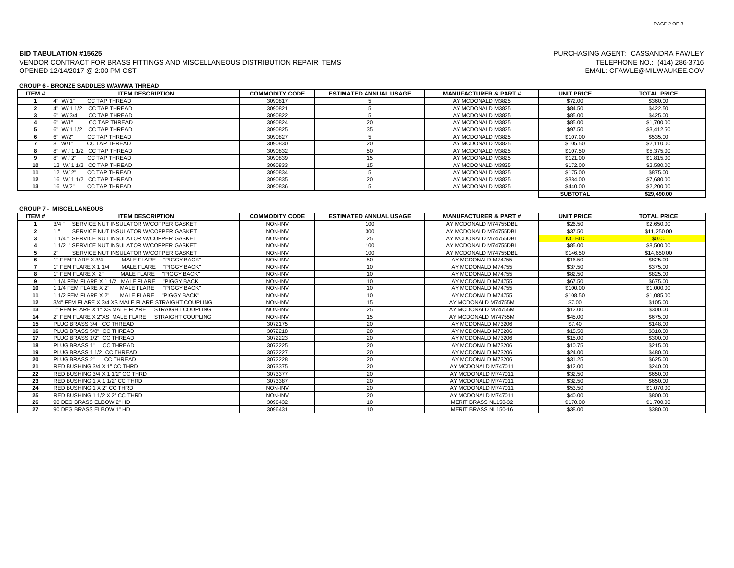**BID TABULATION #15625**
VENDOR CONTRACT FOR BRASS FITTINGS AND MISCELLANEOUS DISTRIBUTION REPAIR ITEMS
OPENED 12/14/2017 @ 2:00 PM-CST

PURCHASING AGENT: CASSANDRA FAWLEY
TELEPHONE NO.: (414) 286-3716
EMAIL: CFAWLE@MILWAUKEE.GOV

**GROUP 6 - BRONZE SADDLES W/AWWA THREAD**

| ITEM # | ITEM DESCRIPTION | COMMODITY CODE | ESTIMATED ANNUAL USAGE | MANUFACTURER & PART # | UNIT PRICE | TOTAL PRICE |
|---|---|---|---|---|---|---|
| 1 | 4" W/ 1" CC TAP THREAD | 3090817 | 5 | AY MCDONALD M3825 | $72.00 | $360.00 |
| 2 | 4" W/ 1 1/2 CC TAP THREAD | 3090821 | 5 | AY MCDONALD M3825 | $84.50 | $422.50 |
| 3 | 6" W/ 3/4 CC TAP THREAD | 3090822 | 5 | AY MCDONALD M3825 | $85.00 | $425.00 |
| 4 | 6" W/1" CC TAP THREAD | 3090824 | 20 | AY MCDONALD M3825 | $85.00 | $1,700.00 |
| 5 | 6" W/ 1 1/2 CC TAP THREAD | 3090825 | 35 | AY MCDONALD M3825 | $97.50 | $3,412.50 |
| 6 | 6" W/2" CC TAP THREAD | 3090827 | 5 | AY MCDONALD M3825 | $107.00 | $535.00 |
| 7 | 8 W/1" CC TAP THREAD | 3090830 | 20 | AY MCDONALD M3825 | $105.50 | $2,110.00 |
| 8 | 8" W / 1 1/2 CC TAP THREAD | 3090832 | 50 | AY MCDONALD M3825 | $107.50 | $5,375.00 |
| 9 | 8" W / 2" CC TAP THREAD | 3090839 | 15 | AY MCDONALD M3825 | $121.00 | $1,815.00 |
| 10 | 12" W/ 1 1/2 CC TAP THREAD | 3090833 | 15 | AY MCDONALD M3825 | $172.00 | $2,580.00 |
| 11 | 12" W/ 2" CC TAP THREAD | 3090834 | 5 | AY MCDONALD M3825 | $175.00 | $875.00 |
| 12 | 16" W/ 1 1/2 CC TAP THREAD | 3090835 | 20 | AY MCDONALD M3825 | $384.00 | $7,680.00 |
| 13 | 16" W/2" CC TAP THREAD | 3090836 | 5 | AY MCDONALD M3825 | $440.00 | $2,200.00 |
| | | | | | **SUBTOTAL** | **$29,490.00** |

**GROUP 7 - MISCELLANEOUS**

| ITEM # | ITEM DESCRIPTION | COMMODITY CODE | ESTIMATED ANNUAL USAGE | MANUFACTURER & PART # | UNIT PRICE | TOTAL PRICE |
|---|---|---|---|---|---|---|
| 1 | 3/4 " SERVICE NUT INSULATOR W/COPPER GASKET | NON-INV | 100 | AY MCDONALD M74755DBL | $26.50 | $2,650.00 |
| 2 | 1 " SERVICE NUT INSULATOR W/COPPER GASKET | NON-INV | 300 | AY MCDONALD M74755DBL | $37.50 | $11,250.00 |
| 3 | 1 1/4 " SERVICE NUT INSULATOR W/COPPER GASKET | NON-INV | 25 | AY MCDONALD M74755DBL | NO BID | $0.00 |
| 4 | 1 1/2 " SERVICE NUT INSULATOR W/COPPER GASKET | NON-INV | 100 | AY MCDONALD M74755DBL | $85.00 | $8,500.00 |
| 5 | 2" SERVICE NUT INSULATOR W/COPPER GASKET | NON-INV | 100 | AY MCDONALD M74755DBL | $146.50 | $14,650.00 |
| 6 | 1" FEMFLARE X 3/4 MALE FLARE "PIGGY BACK" | NON-INV | 50 | AY MCDONALD M74755 | $16.50 | $825.00 |
| 7 | 1" FEM FLARE X 1 1/4 MALE FLARE "PIGGY BACK" | NON-INV | 10 | AY MCDONALD M74755 | $37.50 | $375.00 |
| 8 | 1" FEM FLARE X 2" MALE FLARE "PIGGY BACK" | NON-INV | 10 | AY MCDONALD M74755 | $82.50 | $825.00 |
| 9 | 1 1/4 FEM FLARE X 1 1/2 MALE FLARE "PIGGY BACK" | NON-INV | 10 | AY MCDONALD M74755 | $67.50 | $675.00 |
| 10 | 1 1/4 FEM FLARE X 2" MALE FLARE "PIGGY BACK" | NON-INV | 10 | AY MCDONALD M74755 | $100.00 | $1,000.00 |
| 11 | 1 1/2 FEM FLARE X 2" MALE FLARE "PIGGY BACK" | NON-INV | 10 | AY MCDONALD M74755 | $108.50 | $1,085.00 |
| 12 | 3/4" FEM FLARE X 3/4 XS MALE FLARE STRAIGHT COUPLING | NON-INV | 15 | AY MCDONALD M74755M | $7.00 | $105.00 |
| 13 | 1" FEM FLARE X 1" XS MALE FLARE STRAIGHT COUPLING | NON-INV | 25 | AY MCDONALD M74755M | $12.00 | $300.00 |
| 14 | 2" FEM FLARE X 2"XS MALE FLARE STRAIGHT COUPLING | NON-INV | 15 | AY MCDONALD M74755M | $45.00 | $675.00 |
| 15 | PLUG BRASS 3/4 CC THREAD | 3072175 | 20 | AY MCDONALD M73206 | $7.40 | $148.00 |
| 16 | PLUG BRASS 5/8" CC THREAD | 3072218 | 20 | AY MCDONALD M73206 | $15.50 | $310.00 |
| 17 | PLUG BRASS 1/2" CC THREAD | 3072223 | 20 | AY MCDONALD M73206 | $15.00 | $300.00 |
| 18 | PLUG BRASS 1" CC THREAD | 3072225 | 20 | AY MCDONALD M73206 | $10.75 | $215.00 |
| 19 | PLUG BRASS 1 1/2 CC THREAD | 3072227 | 20 | AY MCDONALD M73206 | $24.00 | $480.00 |
| 20 | PLUG BRASS 2" CC THREAD | 3072228 | 20 | AY MCDONALD M73206 | $31.25 | $625.00 |
| 21 | RED BUSHING 3/4 X 1" CC THRD | 3073375 | 20 | AY MCDONALD M747011 | $12.00 | $240.00 |
| 22 | RED BUSHING 3/4 X 1 1/2" CC THRD | 3073377 | 20 | AY MCDONALD M747011 | $32.50 | $650.00 |
| 23 | RED BUSHING 1 X 1 1/2" CC THRD | 3073387 | 20 | AY MCDONALD M747011 | $32.50 | $650.00 |
| 24 | RED BUSHING 1 X 2" CC THRD | NON-INV | 20 | AY MCDONALD M747011 | $53.50 | $1,070.00 |
| 25 | RED BUSHING 1 1/2 X 2" CC THRD | NON-INV | 20 | AY MCDONALD M747011 | $40.00 | $800.00 |
| 26 | 90 DEG BRASS ELBOW 2" HD | 3096432 | 10 | MERIT BRASS NL150-32 | $170.00 | $1,700.00 |
| 27 | 90 DEG BRASS ELBOW 1" HD | 3096431 | 10 | MERIT BRASS NL150-16 | $38.00 | $380.00 |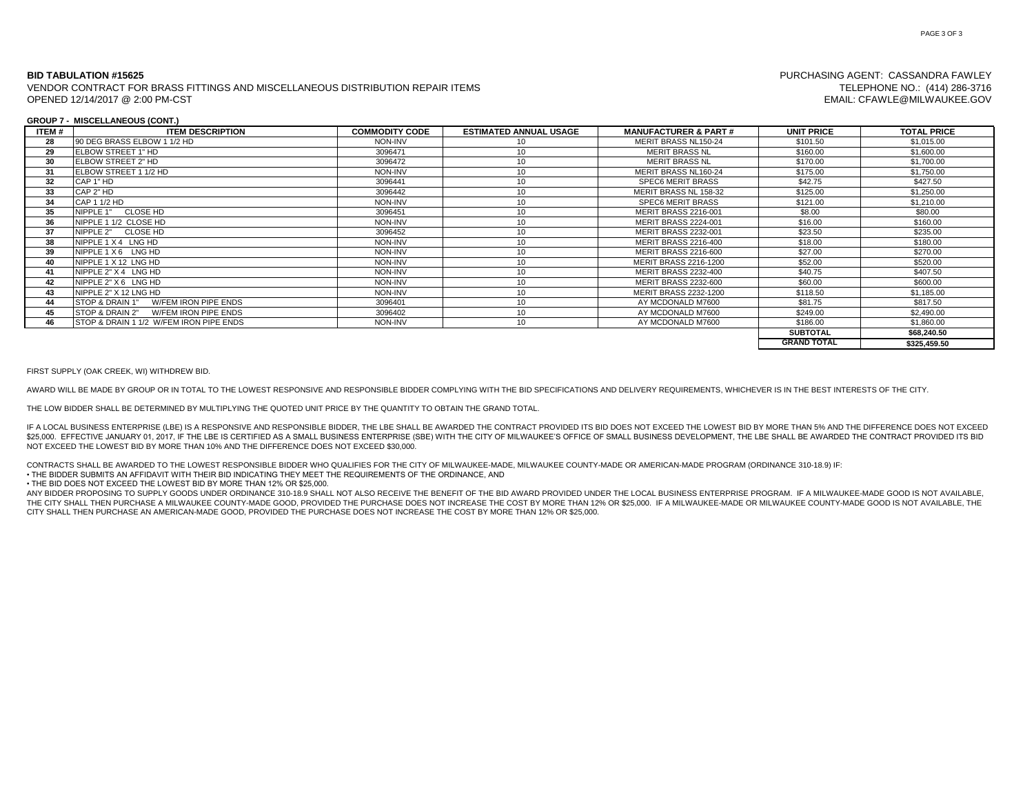**BID TABULATION #15625**
VENDOR CONTRACT FOR BRASS FITTINGS AND MISCELLANEOUS DISTRIBUTION REPAIR ITEMS
OPENED 12/14/2017 @ 2:00 PM-CST

PURCHASING AGENT: CASSANDRA FAWLEY
TELEPHONE NO.: (414) 286-3716
EMAIL: CFAWLE@MILWAUKEE.GOV

**GROUP 7 - MISCELLANEOUS (CONT.)**

| ITEM # | ITEM DESCRIPTION | COMMODITY CODE | ESTIMATED ANNUAL USAGE | MANUFACTURER & PART # | UNIT PRICE | TOTAL PRICE |
|---|---|---|---|---|---|---|
| 28 | 90 DEG BRASS ELBOW 1 1/2 HD | NON-INV | 10 | MERIT BRASS NL150-24 | $101.50 | $1,015.00 |
| 29 | ELBOW STREET 1" HD | 3096471 | 10 | MERIT BRASS NL | $160.00 | $1,600.00 |
| 30 | ELBOW STREET 2" HD | 3096472 | 10 | MERIT BRASS NL | $170.00 | $1,700.00 |
| 31 | ELBOW STREET 1 1/2 HD | NON-INV | 10 | MERIT BRASS NL160-24 | $175.00 | $1,750.00 |
| 32 | CAP 1" HD | 3096441 | 10 | SPEC6 MERIT BRASS | $42.75 | $427.50 |
| 33 | CAP 2" HD | 3096442 | 10 | MERIT BRASS NL 158-32 | $125.00 | $1,250.00 |
| 34 | CAP 1 1/2 HD | NON-INV | 10 | SPEC6 MERIT BRASS | $121.00 | $1,210.00 |
| 35 | NIPPLE 1" CLOSE HD | 3096451 | 10 | MERIT BRASS 2216-001 | $8.00 | $80.00 |
| 36 | NIPPLE 1 1/2 CLOSE HD | NON-INV | 10 | MERIT BRASS 2224-001 | $16.00 | $160.00 |
| 37 | NIPPLE 2" CLOSE HD | 3096452 | 10 | MERIT BRASS 2232-001 | $23.50 | $235.00 |
| 38 | NIPPLE 1 X 4 LNG HD | NON-INV | 10 | MERIT BRASS 2216-400 | $18.00 | $180.00 |
| 39 | NIPPLE 1 X 6 LNG HD | NON-INV | 10 | MERIT BRASS 2216-600 | $27.00 | $270.00 |
| 40 | NIPPLE 1 X 12 LNG HD | NON-INV | 10 | MERIT BRASS 2216-1200 | $52.00 | $520.00 |
| 41 | NIPPLE 2" X 4 LNG HD | NON-INV | 10 | MERIT BRASS 2232-400 | $40.75 | $407.50 |
| 42 | NIPPLE 2" X 6 LNG HD | NON-INV | 10 | MERIT BRASS 2232-600 | $60.00 | $600.00 |
| 43 | NIPPLE 2" X 12 LNG HD | NON-INV | 10 | MERIT BRASS 2232-1200 | $118.50 | $1,185.00 |
| 44 | STOP & DRAIN 1" W/FEM IRON PIPE ENDS | 3096401 | 10 | AY MCDONALD M7600 | $81.75 | $817.50 |
| 45 | STOP & DRAIN 2" W/FEM IRON PIPE ENDS | 3096402 | 10 | AY MCDONALD M7600 | $249.00 | $2,490.00 |
| 46 | STOP & DRAIN 1 1/2 W/FEM IRON PIPE ENDS | NON-INV | 10 | AY MCDONALD M7600 | $186.00 | $1,860.00 |
| | | | | | **SUBTOTAL** | **$68,240.50** |
| | | | | | **GRAND TOTAL** | **$325,459.50** |

FIRST SUPPLY (OAK CREEK, WI) WITHDREW BID.

AWARD WILL BE MADE BY GROUP OR IN TOTAL TO THE LOWEST RESPONSIVE AND RESPONSIBLE BIDDER COMPLYING WITH THE BID SPECIFICATIONS AND DELIVERY REQUIREMENTS, WHICHEVER IS IN THE BEST INTERESTS OF THE CITY.

THE LOW BIDDER SHALL BE DETERMINED BY MULTIPLYING THE QUOTED UNIT PRICE BY THE QUANTITY TO OBTAIN THE GRAND TOTAL.

IF A LOCAL BUSINESS ENTERPRISE (LBE) IS A RESPONSIVE AND RESPONSIBLE BIDDER, THE LBE SHALL BE AWARDED THE CONTRACT PROVIDED ITS BID DOES NOT EXCEED THE LOWEST BID BY MORE THAN 5% AND THE DIFFERENCE DOES NOT EXCEED $25,000. EFFECTIVE JANUARY 01, 2017, IF THE LBE IS CERTIFIED AS A SMALL BUSINESS ENTERPRISE (SBE) WITH THE CITY OF MILWAUKEE'S OFFICE OF SMALL BUSINESS DEVELOPMENT, THE LBE SHALL BE AWARDED THE CONTRACT PROVIDED ITS BID NOT EXCEED THE LOWEST BID BY MORE THAN 10% AND THE DIFFERENCE DOES NOT EXCEED $30,000.

CONTRACTS SHALL BE AWARDED TO THE LOWEST RESPONSIBLE BIDDER WHO QUALIFIES FOR THE CITY OF MILWAUKEE-MADE, MILWAUKEE COUNTY-MADE OR AMERICAN-MADE PROGRAM (ORDINANCE 310-18.9) IF:
• THE BIDDER SUBMITS AN AFFIDAVIT WITH THEIR BID INDICATING THEY MEET THE REQUIREMENTS OF THE ORDINANCE, AND
• THE BID DOES NOT EXCEED THE LOWEST BID BY MORE THAN 12% OR $25,000.
ANY BIDDER PROPOSING TO SUPPLY GOODS UNDER ORDINANCE 310-18.9 SHALL NOT ALSO RECEIVE THE BENEFIT OF THE BID AWARD PROVIDED UNDER THE LOCAL BUSINESS ENTERPRISE PROGRAM. IF A MILWAUKEE-MADE GOOD IS NOT AVAILABLE, THE CITY SHALL THEN PURCHASE A MILWAUKEE COUNTY-MADE GOOD, PROVIDED THE PURCHASE DOES NOT INCREASE THE COST BY MORE THAN 12% OR $25,000. IF A MILWAUKEE-MADE OR MILWAUKEE COUNTY-MADE GOOD IS NOT AVAILABLE, THE CITY SHALL THEN PURCHASE AN AMERICAN-MADE GOOD, PROVIDED THE PURCHASE DOES NOT INCREASE THE COST BY MORE THAN 12% OR $25,000.